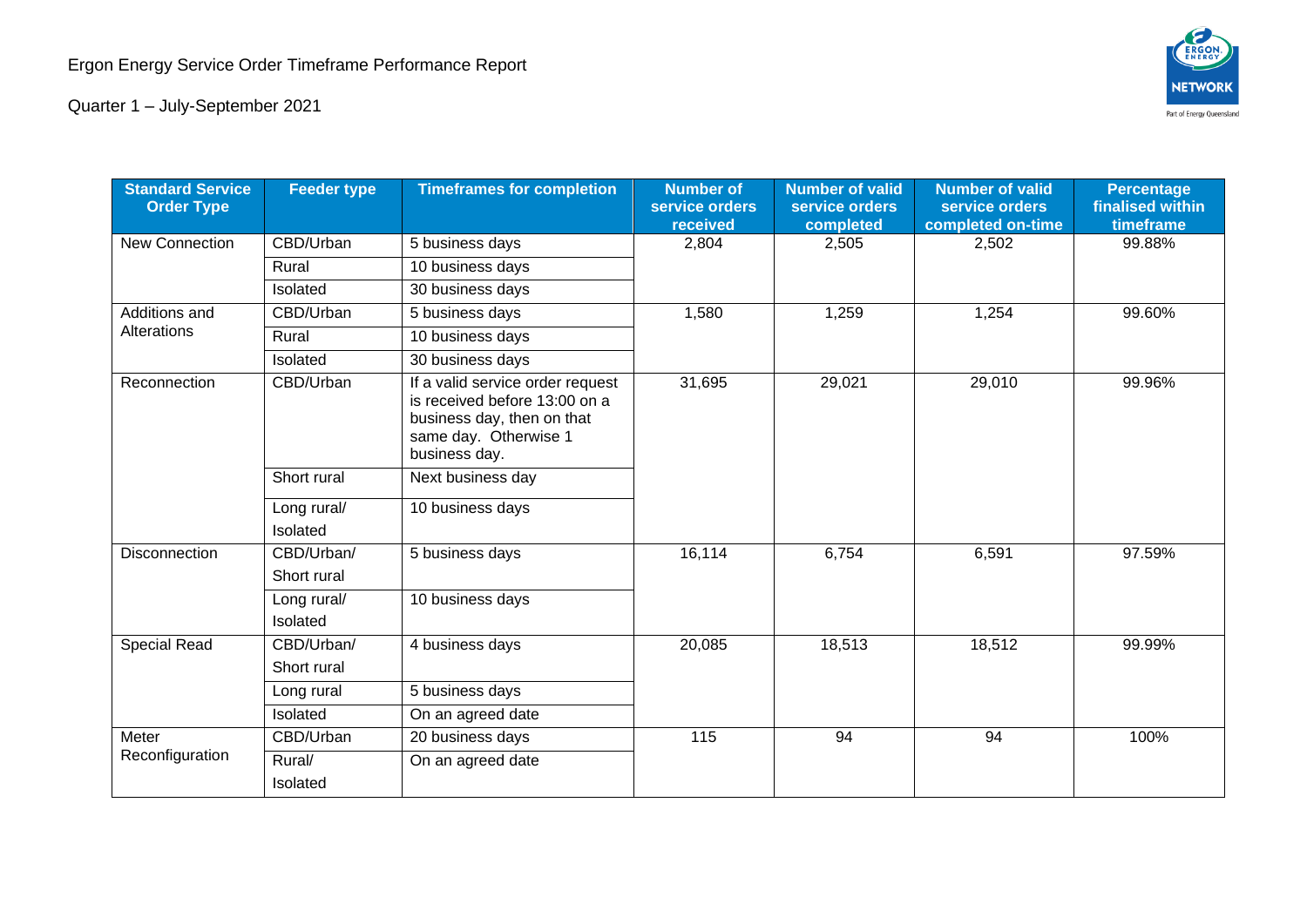Ergon Energy Service Order Timeframe Performance Report

Quarter 1 – July-September 2021

| Standard Service Order Type | Feeder type | Timeframes for completion | Number of service orders received | Number of valid service orders completed | Number of valid service orders completed on-time | Percentage finalised within timeframe |
|---|---|---|---|---|---|---|
| New Connection | CBD/Urban | 5 business days | 2,804 | 2,505 | 2,502 | 99.88% |
| | Rural | 10 business days | | | | |
| | Isolated | 30 business days | | | | |
| Additions and Alterations | CBD/Urban | 5 business days | 1,580 | 1,259 | 1,254 | 99.60% |
| | Rural | 10 business days | | | | |
| | Isolated | 30 business days | | | | |
| Reconnection | CBD/Urban | If a valid service order request is received before 13:00 on a business day, then on that same day. Otherwise 1 business day. | 31,695 | 29,021 | 29,010 | 99.96% |
| | Short rural | Next business day | | | | |
| | Long rural/ Isolated | 10 business days | | | | |
| Disconnection | CBD/Urban/ Short rural | 5 business days | 16,114 | 6,754 | 6,591 | 97.59% |
| | Long rural/ Isolated | 10 business days | | | | |
| Special Read | CBD/Urban/ Short rural | 4 business days | 20,085 | 18,513 | 18,512 | 99.99% |
| | Long rural | 5 business days | | | | |
| | Isolated | On an agreed date | | | | |
| Meter Reconfiguration | CBD/Urban | 20 business days | 115 | 94 | 94 | 100% |
| | Rural/ Isolated | On an agreed date | | | | |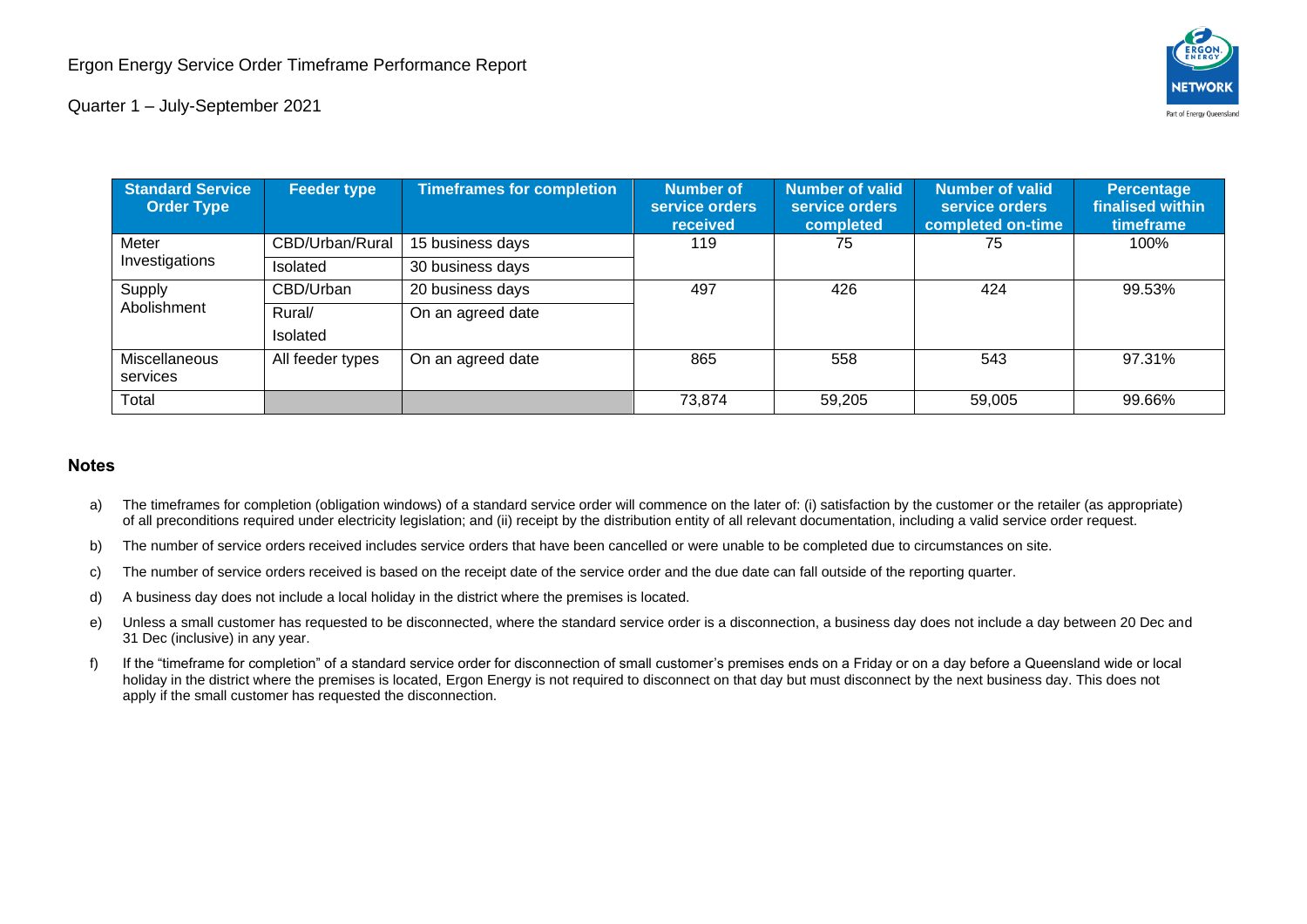Ergon Energy Service Order Timeframe Performance Report

Quarter 1 – July-September 2021

| Standard Service Order Type | Feeder type | Timeframes for completion | Number of service orders received | Number of valid service orders completed | Number of valid service orders completed on-time | Percentage finalised within timeframe |
|---|---|---|---|---|---|---|
| Meter Investigations | CBD/Urban/Rural | 15 business days | 119 | 75 | 75 | 100% |
| | Isolated | 30 business days | | | | |
| Supply Abolishment | CBD/Urban | 20 business days | 497 | 426 | 424 | 99.53% |
| | Rural/ Isolated | On an agreed date | | | | |
| Miscellaneous services | All feeder types | On an agreed date | 865 | 558 | 543 | 97.31% |
| Total | | | 73,874 | 59,205 | 59,005 | 99.66% |

## Notes

a) The timeframes for completion (obligation windows) of a standard service order will commence on the later of: (i) satisfaction by the customer or the retailer (as appropriate) of all preconditions required under electricity legislation; and (ii) receipt by the distribution entity of all relevant documentation, including a valid service order request.

b) The number of service orders received includes service orders that have been cancelled or were unable to be completed due to circumstances on site.

c) The number of service orders received is based on the receipt date of the service order and the due date can fall outside of the reporting quarter.

d) A business day does not include a local holiday in the district where the premises is located.

e) Unless a small customer has requested to be disconnected, where the standard service order is a disconnection, a business day does not include a day between 20 Dec and 31 Dec (inclusive) in any year.

f) If the "timeframe for completion" of a standard service order for disconnection of small customer's premises ends on a Friday or on a day before a Queensland wide or local holiday in the district where the premises is located, Ergon Energy is not required to disconnect on that day but must disconnect by the next business day. This does not apply if the small customer has requested the disconnection.